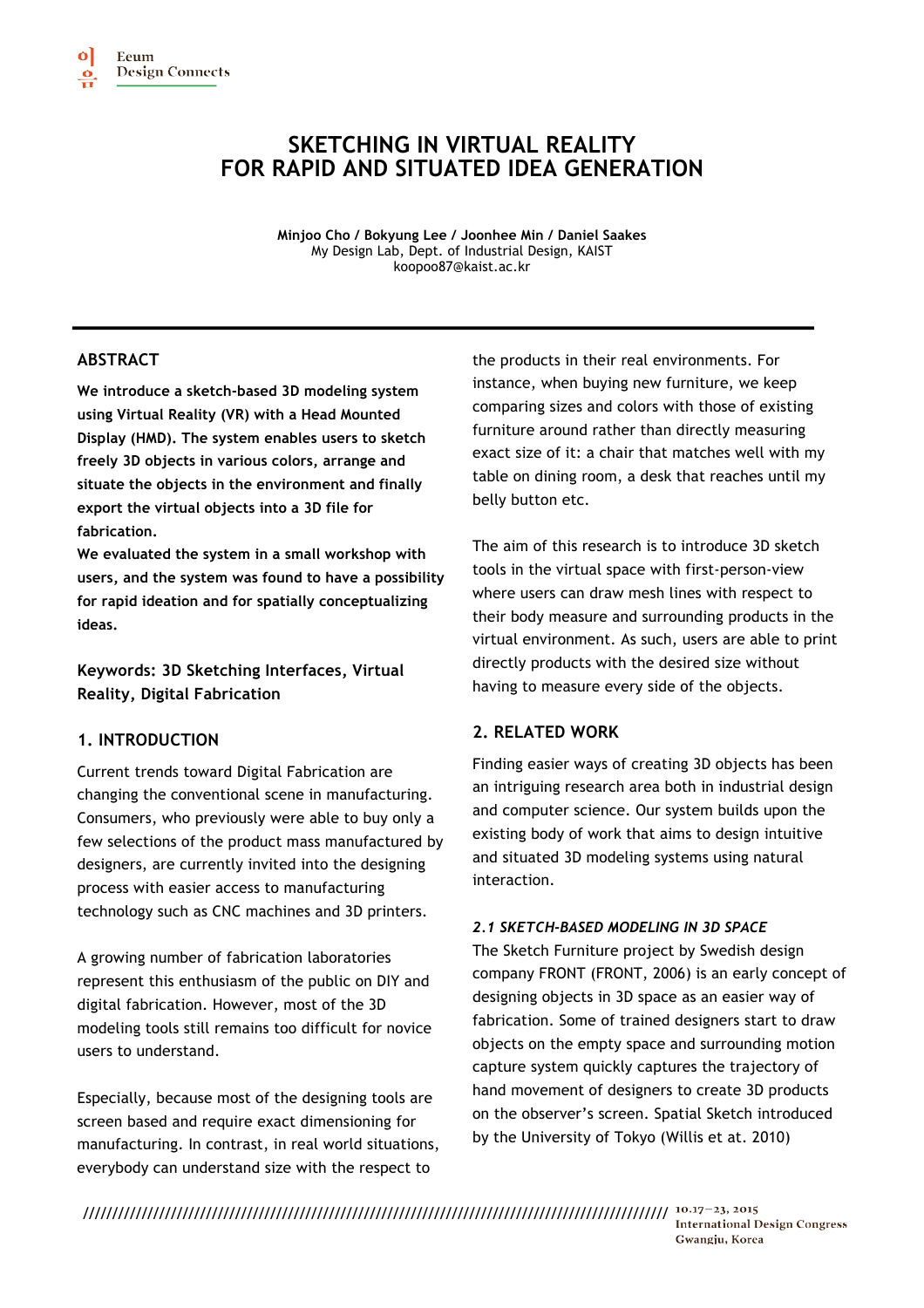# SKETCHING IN VIRTUAL REALITY FOR RAPID AND SITUATED IDEA GENERATION

**Minjoo Cho / Bokyung Lee / Joonhee Min / Daniel Saakes**
My Design Lab, Dept. of Industrial Design, KAIST
koopoo87@kaist.ac.kr

## ABSTRACT

**We introduce a sketch-based 3D modeling system using Virtual Reality (VR) with a Head Mounted Display (HMD). The system enables users to sketch freely 3D objects in various colors, arrange and situate the objects in the environment and finally export the virtual objects into a 3D file for fabrication.**

**We evaluated the system in a small workshop with users, and the system was found to have a possibility for rapid ideation and for spatially conceptualizing ideas.**

**Keywords: 3D Sketching Interfaces, Virtual Reality, Digital Fabrication**

## 1. INTRODUCTION

Current trends toward Digital Fabrication are changing the conventional scene in manufacturing. Consumers, who previously were able to buy only a few selections of the product mass manufactured by designers, are currently invited into the designing process with easier access to manufacturing technology such as CNC machines and 3D printers.

A growing number of fabrication laboratories represent this enthusiasm of the public on DIY and digital fabrication. However, most of the 3D modeling tools still remains too difficult for novice users to understand.

Especially, because most of the designing tools are screen based and require exact dimensioning for manufacturing. In contrast, in real world situations, everybody can understand size with the respect to the products in their real environments. For instance, when buying new furniture, we keep comparing sizes and colors with those of existing furniture around rather than directly measuring exact size of it: a chair that matches well with my table on dining room, a desk that reaches until my belly button etc.

The aim of this research is to introduce 3D sketch tools in the virtual space with first-person-view where users can draw mesh lines with respect to their body measure and surrounding products in the virtual environment. As such, users are able to print directly products with the desired size without having to measure every side of the objects.

## 2. RELATED WORK

Finding easier ways of creating 3D objects has been an intriguing research area both in industrial design and computer science. Our system builds upon the existing body of work that aims to design intuitive and situated 3D modeling systems using natural interaction.

### *2.1 SKETCH-BASED MODELING IN 3D SPACE*

The Sketch Furniture project by Swedish design company FRONT (FRONT, 2006) is an early concept of designing objects in 3D space as an easier way of fabrication. Some of trained designers start to draw objects on the empty space and surrounding motion capture system quickly captures the trajectory of hand movement of designers to create 3D products on the observer's screen. Spatial Sketch introduced by the University of Tokyo (Willis et at. 2010)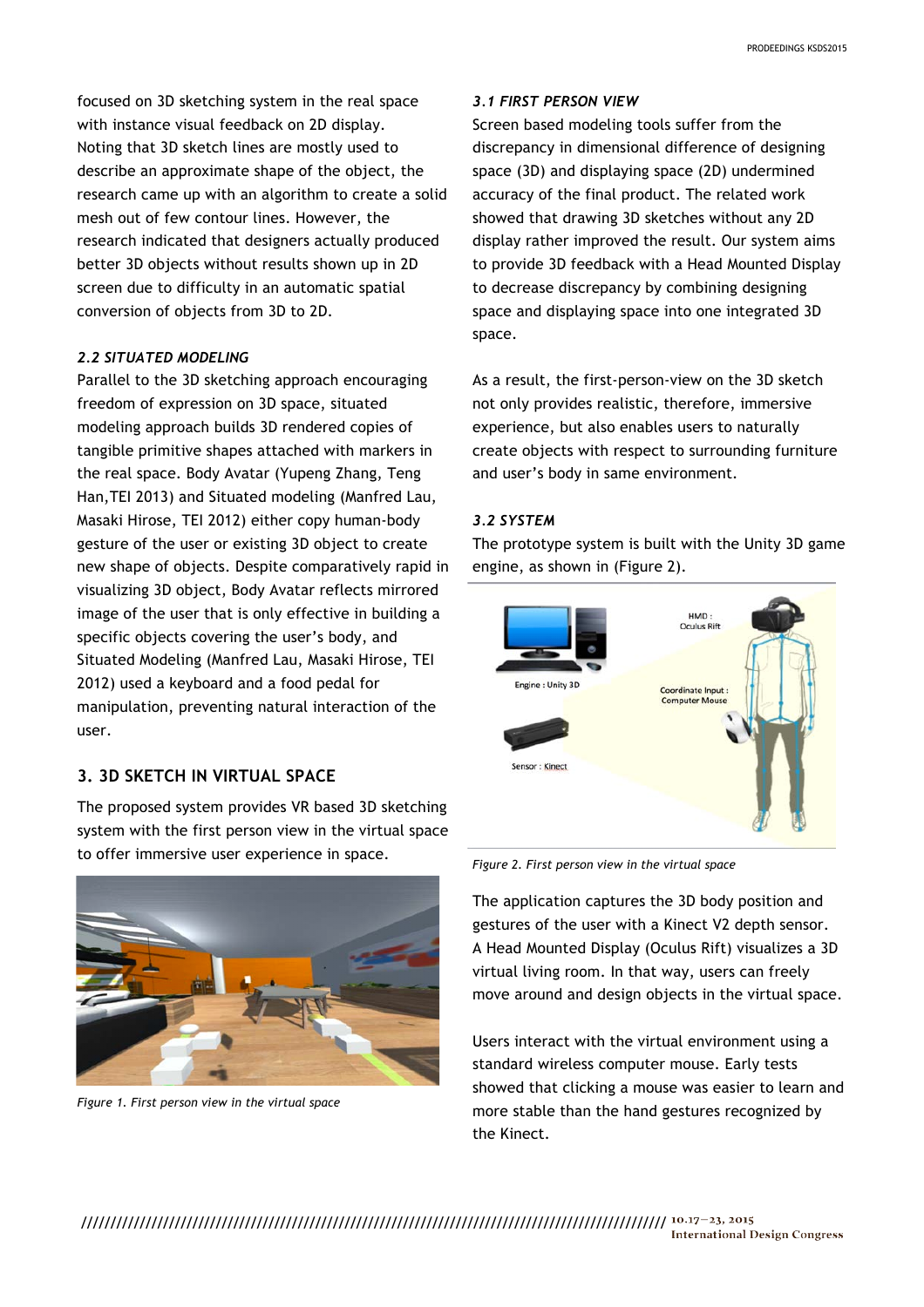focused on 3D sketching system in the real space with instance visual feedback on 2D display. Noting that 3D sketch lines are mostly used to describe an approximate shape of the object, the research came up with an algorithm to create a solid mesh out of few contour lines. However, the research indicated that designers actually produced better 3D objects without results shown up in 2D screen due to difficulty in an automatic spatial conversion of objects from 3D to 2D.

### *2.2 SITUATED MODELING*

Parallel to the 3D sketching approach encouraging freedom of expression on 3D space, situated modeling approach builds 3D rendered copies of tangible primitive shapes attached with markers in the real space. Body Avatar (Yupeng Zhang, Teng Han,TEI 2013) and Situated modeling (Manfred Lau, Masaki Hirose, TEI 2012) either copy human-body gesture of the user or existing 3D object to create new shape of objects. Despite comparatively rapid in visualizing 3D object, Body Avatar reflects mirrored image of the user that is only effective in building a specific objects covering the user's body, and Situated Modeling (Manfred Lau, Masaki Hirose, TEI 2012) used a keyboard and a food pedal for manipulation, preventing natural interaction of the user.

## 3. 3D SKETCH IN VIRTUAL SPACE

The proposed system provides VR based 3D sketching system with the first person view in the virtual space to offer immersive user experience in space.

*Figure 1. First person view in the virtual space*

### *3.1 FIRST PERSON VIEW*

Screen based modeling tools suffer from the discrepancy in dimensional difference of designing space (3D) and displaying space (2D) undermined accuracy of the final product. The related work showed that drawing 3D sketches without any 2D display rather improved the result. Our system aims to provide 3D feedback with a Head Mounted Display to decrease discrepancy by combining designing space and displaying space into one integrated 3D space.

As a result, the first-person-view on the 3D sketch not only provides realistic, therefore, immersive experience, but also enables users to naturally create objects with respect to surrounding furniture and user's body in same environment.

### *3.2 SYSTEM*

The prototype system is built with the Unity 3D game engine, as shown in (Figure 2).

*Figure 2. First person view in the virtual space*

The application captures the 3D body position and gestures of the user with a Kinect V2 depth sensor. A Head Mounted Display (Oculus Rift) visualizes a 3D virtual living room. In that way, users can freely move around and design objects in the virtual space.

Users interact with the virtual environment using a standard wireless computer mouse. Early tests showed that clicking a mouse was easier to learn and more stable than the hand gestures recognized by the Kinect.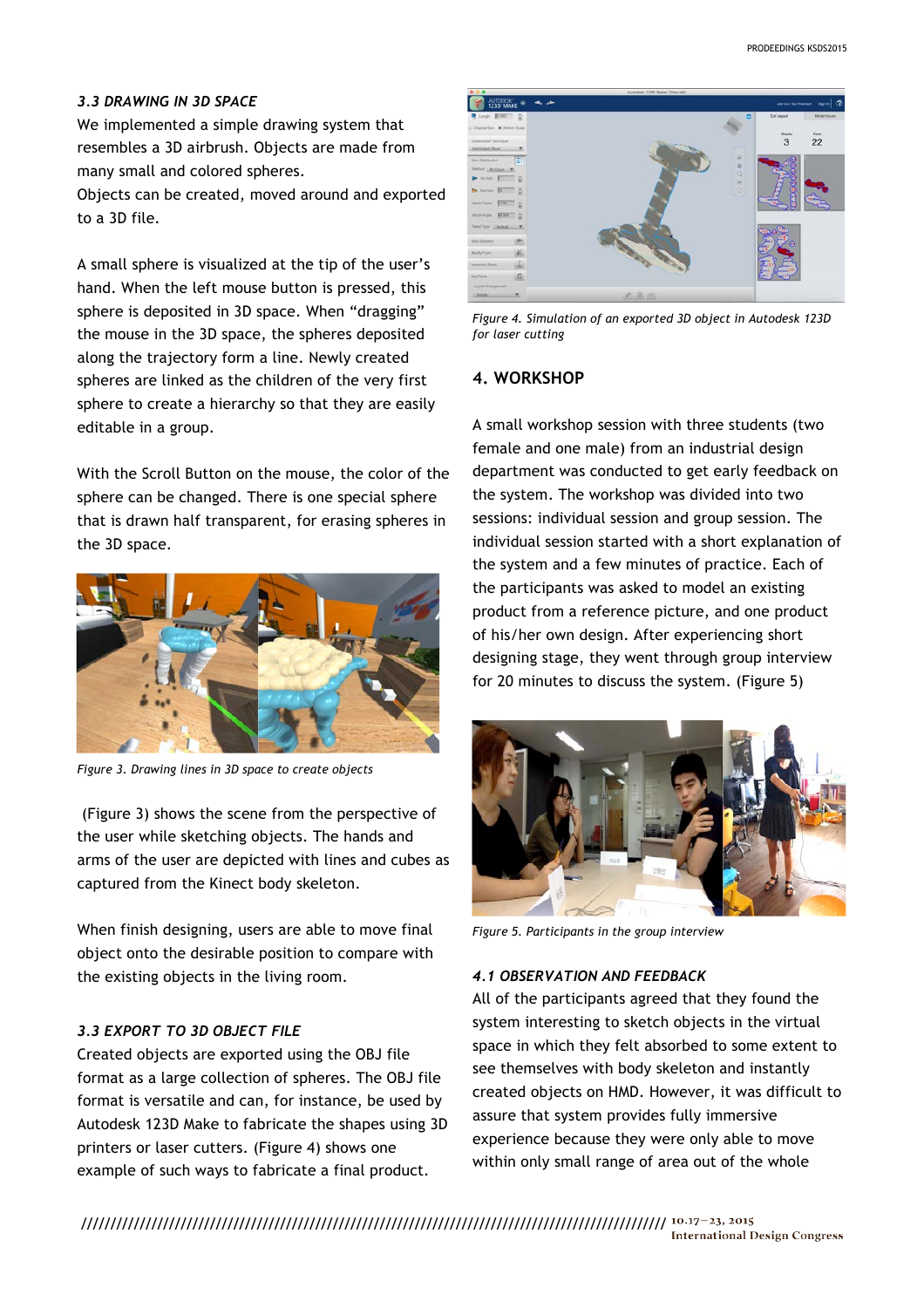### *3.3 DRAWING IN 3D SPACE*

We implemented a simple drawing system that resembles a 3D airbrush. Objects are made from many small and colored spheres.

Objects can be created, moved around and exported to a 3D file.

A small sphere is visualized at the tip of the user's hand. When the left mouse button is pressed, this sphere is deposited in 3D space. When "dragging" the mouse in the 3D space, the spheres deposited along the trajectory form a line. Newly created spheres are linked as the children of the very first sphere to create a hierarchy so that they are easily editable in a group.

With the Scroll Button on the mouse, the color of the sphere can be changed. There is one special sphere that is drawn half transparent, for erasing spheres in the 3D space.

*Figure 3. Drawing lines in 3D space to create objects*

(Figure 3) shows the scene from the perspective of the user while sketching objects. The hands and arms of the user are depicted with lines and cubes as captured from the Kinect body skeleton.

When finish designing, users are able to move final object onto the desirable position to compare with the existing objects in the living room.

### *3.3 EXPORT TO 3D OBJECT FILE*

Created objects are exported using the OBJ file format as a large collection of spheres. The OBJ file format is versatile and can, for instance, be used by Autodesk 123D Make to fabricate the shapes using 3D printers or laser cutters. (Figure 4) shows one example of such ways to fabricate a final product.

*Figure 4. Simulation of an exported 3D object in Autodesk 123D for laser cutting*

## 4. WORKSHOP

A small workshop session with three students (two female and one male) from an industrial design department was conducted to get early feedback on the system. The workshop was divided into two sessions: individual session and group session. The individual session started with a short explanation of the system and a few minutes of practice. Each of the participants was asked to model an existing product from a reference picture, and one product of his/her own design. After experiencing short designing stage, they went through group interview for 20 minutes to discuss the system. (Figure 5)

*Figure 5. Participants in the group interview*

### *4.1 OBSERVATION AND FEEDBACK*

All of the participants agreed that they found the system interesting to sketch objects in the virtual space in which they felt absorbed to some extent to see themselves with body skeleton and instantly created objects on HMD. However, it was difficult to assure that system provides fully immersive experience because they were only able to move within only small range of area out of the whole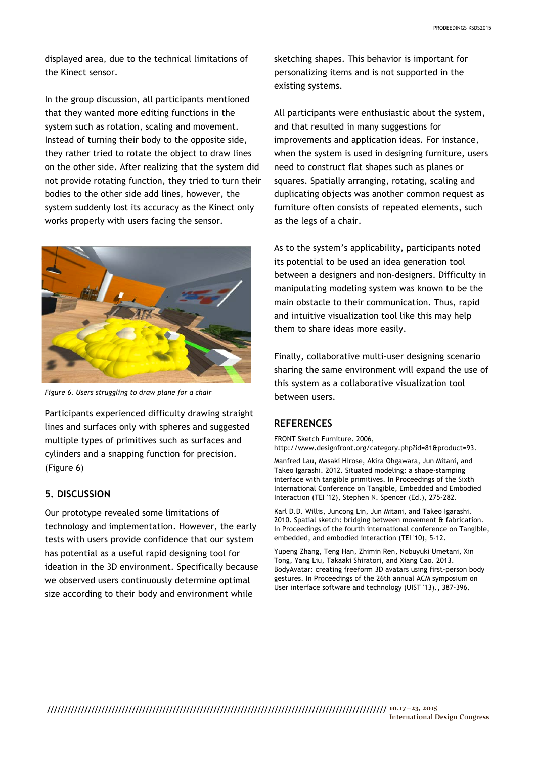displayed area, due to the technical limitations of the Kinect sensor.

In the group discussion, all participants mentioned that they wanted more editing functions in the system such as rotation, scaling and movement. Instead of turning their body to the opposite side, they rather tried to rotate the object to draw lines on the other side. After realizing that the system did not provide rotating function, they tried to turn their bodies to the other side add lines, however, the system suddenly lost its accuracy as the Kinect only works properly with users facing the sensor.

*Figure 6. Users struggling to draw plane for a chair*

Participants experienced difficulty drawing straight lines and surfaces only with spheres and suggested multiple types of primitives such as surfaces and cylinders and a snapping function for precision. (Figure 6)

## 5. DISCUSSION

Our prototype revealed some limitations of technology and implementation. However, the early tests with users provide confidence that our system has potential as a useful rapid designing tool for ideation in the 3D environment. Specifically because we observed users continuously determine optimal size according to their body and environment while sketching shapes. This behavior is important for personalizing items and is not supported in the existing systems.

All participants were enthusiastic about the system, and that resulted in many suggestions for improvements and application ideas. For instance, when the system is used in designing furniture, users need to construct flat shapes such as planes or squares. Spatially arranging, rotating, scaling and duplicating objects was another common request as furniture often consists of repeated elements, such as the legs of a chair.

As to the system's applicability, participants noted its potential to be used an idea generation tool between a designers and non-designers. Difficulty in manipulating modeling system was known to be the main obstacle to their communication. Thus, rapid and intuitive visualization tool like this may help them to share ideas more easily.

Finally, collaborative multi-user designing scenario sharing the same environment will expand the use of this system as a collaborative visualization tool between users.

## REFERENCES

FRONT Sketch Furniture. 2006, http://www.designfront.org/category.php?id=81&product=93.

Manfred Lau, Masaki Hirose, Akira Ohgawara, Jun Mitani, and Takeo Igarashi. 2012. Situated modeling: a shape-stamping interface with tangible primitives. In Proceedings of the Sixth International Conference on Tangible, Embedded and Embodied Interaction (TEI '12), Stephen N. Spencer (Ed.), 275-282.

Karl D.D. Willis, Juncong Lin, Jun Mitani, and Takeo Igarashi. 2010. Spatial sketch: bridging between movement & fabrication. In Proceedings of the fourth international conference on Tangible, embedded, and embodied interaction (TEI '10), 5-12.

Yupeng Zhang, Teng Han, Zhimin Ren, Nobuyuki Umetani, Xin Tong, Yang Liu, Takaaki Shiratori, and Xiang Cao. 2013. BodyAvatar: creating freeform 3D avatars using first-person body gestures. In Proceedings of the 26th annual ACM symposium on User interface software and technology (UIST '13)., 387-396.